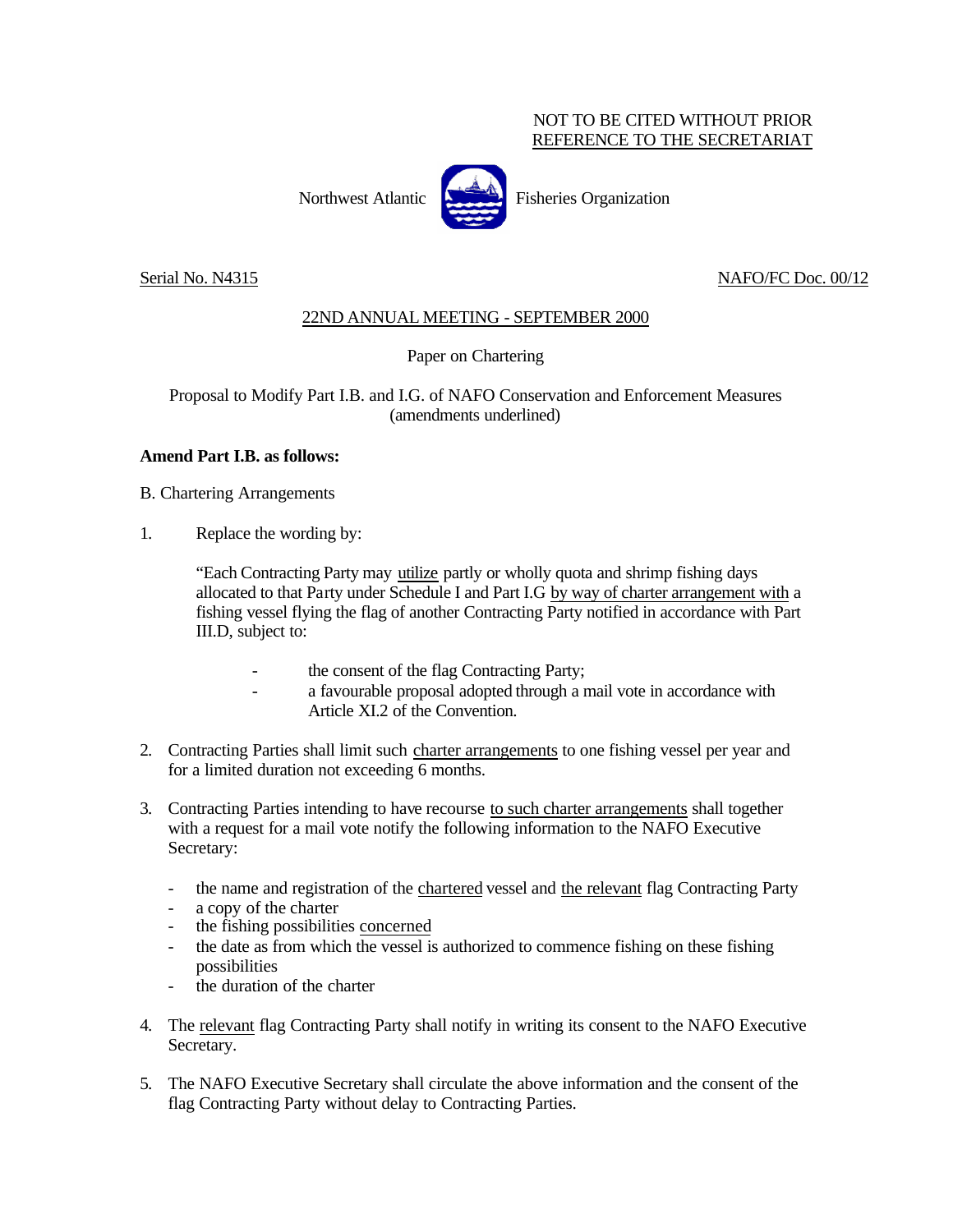NOT TO BE CITED WITHOUT PRIOR
REFERENCE TO THE SECRETARIAT

Northwest Atlantic Fisheries Organization

Serial No. N4315 NAFO/FC Doc. 00/12

## 22ND ANNUAL MEETING - SEPTEMBER 2000

Paper on Chartering

Proposal to Modify Part I.B. and I.G. of NAFO Conservation and Enforcement Measures
(amendments underlined)

**Amend Part I.B. as follows:**

B. Chartering Arrangements

1. Replace the wording by:

   "Each Contracting Party may utilize partly or wholly quota and shrimp fishing days allocated to that Party under Schedule I and Part I.G by way of charter arrangement with a fishing vessel flying the flag of another Contracting Party notified in accordance with Part III.D, subject to:

   - the consent of the flag Contracting Party;
   - a favourable proposal adopted through a mail vote in accordance with Article XI.2 of the Convention.

2. Contracting Parties shall limit such charter arrangements to one fishing vessel per year and for a limited duration not exceeding 6 months.

3. Contracting Parties intending to have recourse to such charter arrangements shall together with a request for a mail vote notify the following information to the NAFO Executive Secretary:

   - the name and registration of the chartered vessel and the relevant flag Contracting Party
   - a copy of the charter
   - the fishing possibilities concerned
   - the date as from which the vessel is authorized to commence fishing on these fishing possibilities
   - the duration of the charter

4. The relevant flag Contracting Party shall notify in writing its consent to the NAFO Executive Secretary.

5. The NAFO Executive Secretary shall circulate the above information and the consent of the flag Contracting Party without delay to Contracting Parties.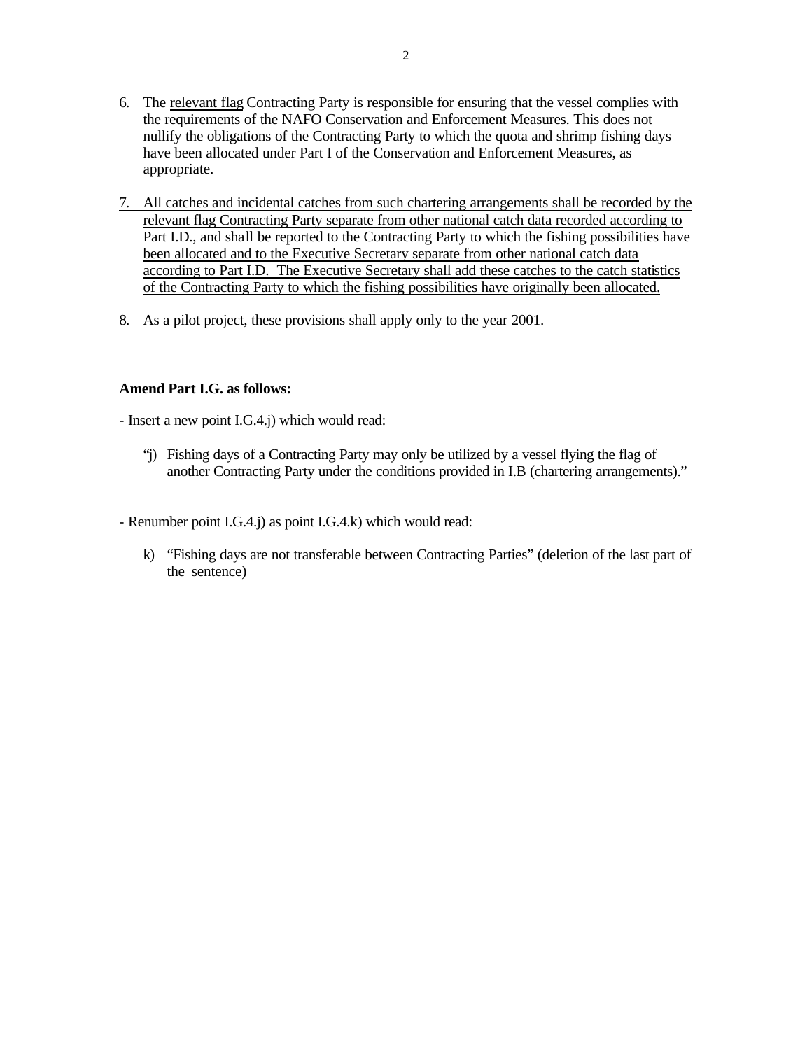6. The relevant flag Contracting Party is responsible for ensuring that the vessel complies with the requirements of the NAFO Conservation and Enforcement Measures. This does not nullify the obligations of the Contracting Party to which the quota and shrimp fishing days have been allocated under Part I of the Conservation and Enforcement Measures, as appropriate.

7. All catches and incidental catches from such chartering arrangements shall be recorded by the relevant flag Contracting Party separate from other national catch data recorded according to Part I.D., and shall be reported to the Contracting Party to which the fishing possibilities have been allocated and to the Executive Secretary separate from other national catch data according to Part I.D. The Executive Secretary shall add these catches to the catch statistics of the Contracting Party to which the fishing possibilities have originally been allocated.

8. As a pilot project, these provisions shall apply only to the year 2001.

**Amend Part I.G. as follows:**

- Insert a new point I.G.4.j) which would read:

  "j) Fishing days of a Contracting Party may only be utilized by a vessel flying the flag of another Contracting Party under the conditions provided in I.B (chartering arrangements)."

- Renumber point I.G.4.j) as point I.G.4.k) which would read:

  k) "Fishing days are not transferable between Contracting Parties" (deletion of the last part of the sentence)